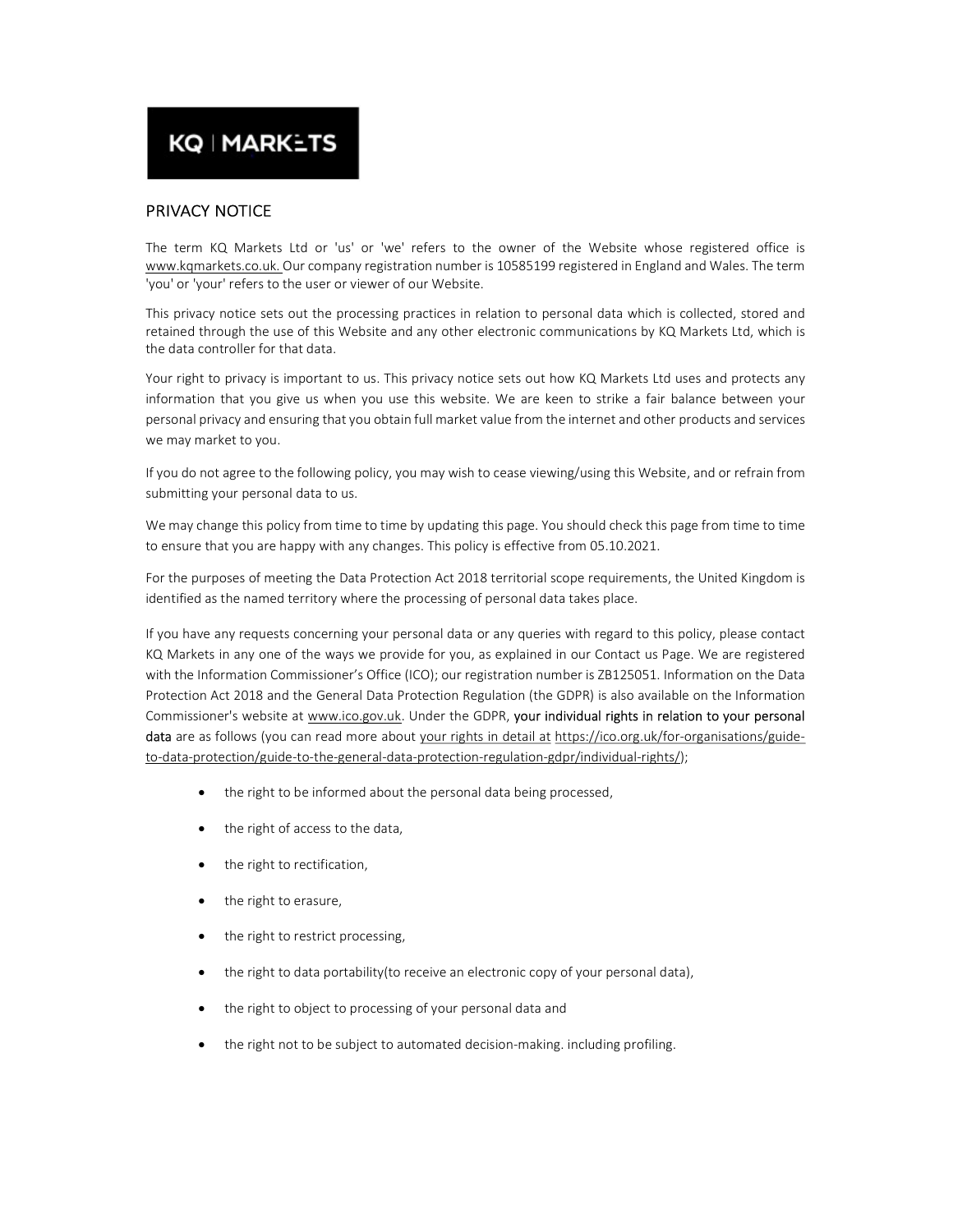# KQ | MARKETS

## PRIVACY NOTICE

The term KQ Markets Ltd or 'us' or 'we' refers to the owner of the Website whose registered office is www.kqmarkets.co.uk. Our company registration number is 10585199 registered in England and Wales. The term 'you' or 'your' refers to the user or viewer of our Website.

This privacy notice sets out the processing practices in relation to personal data which is collected, stored and retained through the use of this Website and any other electronic communications by KQ Markets Ltd, which is the data controller for that data.

Your right to privacy is important to us. This privacy notice sets out how KQ Markets Ltd uses and protects any information that you give us when you use this website. We are keen to strike a fair balance between your personal privacy and ensuring that you obtain full market value from the internet and other products and services we may market to you.

If you do not agree to the following policy, you may wish to cease viewing/using this Website, and or refrain from submitting your personal data to us.

We may change this policy from time to time by updating this page. You should check this page from time to time to ensure that you are happy with any changes. This policy is effective from 05.10.2021.

For the purposes of meeting the Data Protection Act 2018 territorial scope requirements, the United Kingdom is identified as the named territory where the processing of personal data takes place.

If you have any requests concerning your personal data or any queries with regard to this policy, please contact KQ Markets in any one of the ways we provide for you, as explained in our Contact us Page. We are registered with the Information Commissioner's Office (ICO); our registration number is ZB125051. Information on the Data Protection Act 2018 and the General Data Protection Regulation (the GDPR) is also available on the Information Commissioner's website at www.ico.gov.uk. Under the GDPR, your individual rights in relation to your personal data are as follows (you can read more about your rights in detail at https://ico.org.uk/for-organisations/guide-to-data-protection/guide-to-the-general-data-protection-regulation-gdpr/individual-rights/);

- the right to be informed about the personal data being processed,
- the right of access to the data,
- the right to rectification,
- the right to erasure,
- the right to restrict processing,
- the right to data portability(to receive an electronic copy of your personal data),
- the right to object to processing of your personal data and
- the right not to be subject to automated decision-making. including profiling.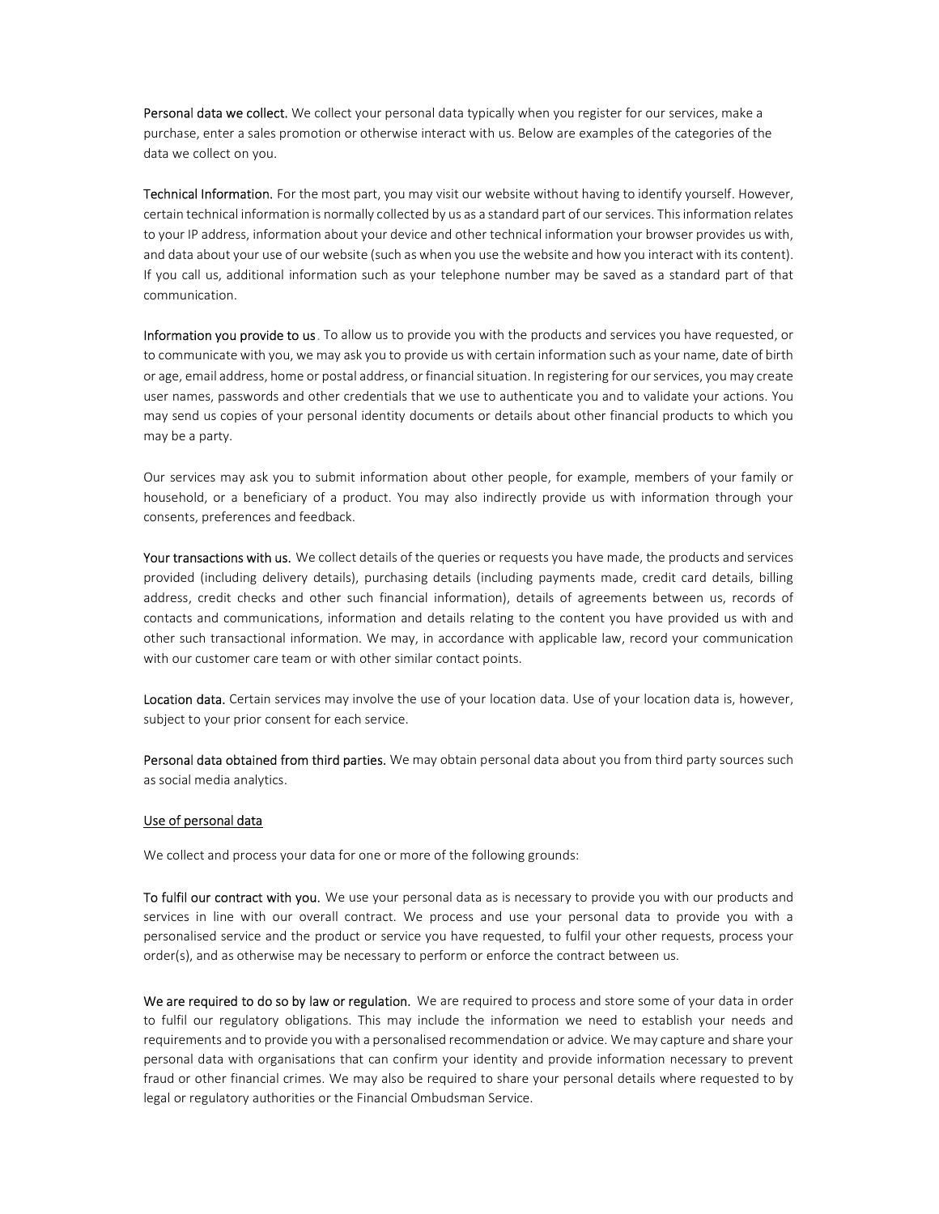**Personal data we collect.** We collect your personal data typically when you register for our services, make a purchase, enter a sales promotion or otherwise interact with us. Below are examples of the categories of the data we collect on you.

**Technical Information.** For the most part, you may visit our website without having to identify yourself. However, certain technical information is normally collected by us as a standard part of our services. This information relates to your IP address, information about your device and other technical information your browser provides us with, and data about your use of our website (such as when you use the website and how you interact with its content). If you call us, additional information such as your telephone number may be saved as a standard part of that communication.

**Information you provide to us**. To allow us to provide you with the products and services you have requested, or to communicate with you, we may ask you to provide us with certain information such as your name, date of birth or age, email address, home or postal address, or financial situation. In registering for our services, you may create user names, passwords and other credentials that we use to authenticate you and to validate your actions. You may send us copies of your personal identity documents or details about other financial products to which you may be a party.

Our services may ask you to submit information about other people, for example, members of your family or household, or a beneficiary of a product. You may also indirectly provide us with information through your consents, preferences and feedback.

**Your transactions with us.** We collect details of the queries or requests you have made, the products and services provided (including delivery details), purchasing details (including payments made, credit card details, billing address, credit checks and other such financial information), details of agreements between us, records of contacts and communications, information and details relating to the content you have provided us with and other such transactional information. We may, in accordance with applicable law, record your communication with our customer care team or with other similar contact points.

**Location data.** Certain services may involve the use of your location data. Use of your location data is, however, subject to your prior consent for each service.

**Personal data obtained from third parties.** We may obtain personal data about you from third party sources such as social media analytics.

## Use of personal data

We collect and process your data for one or more of the following grounds:

**To fulfil our contract with you.** We use your personal data as is necessary to provide you with our products and services in line with our overall contract. We process and use your personal data to provide you with a personalised service and the product or service you have requested, to fulfil your other requests, process your order(s), and as otherwise may be necessary to perform or enforce the contract between us.

**We are required to do so by law or regulation.** We are required to process and store some of your data in order to fulfil our regulatory obligations. This may include the information we need to establish your needs and requirements and to provide you with a personalised recommendation or advice. We may capture and share your personal data with organisations that can confirm your identity and provide information necessary to prevent fraud or other financial crimes. We may also be required to share your personal details where requested to by legal or regulatory authorities or the Financial Ombudsman Service.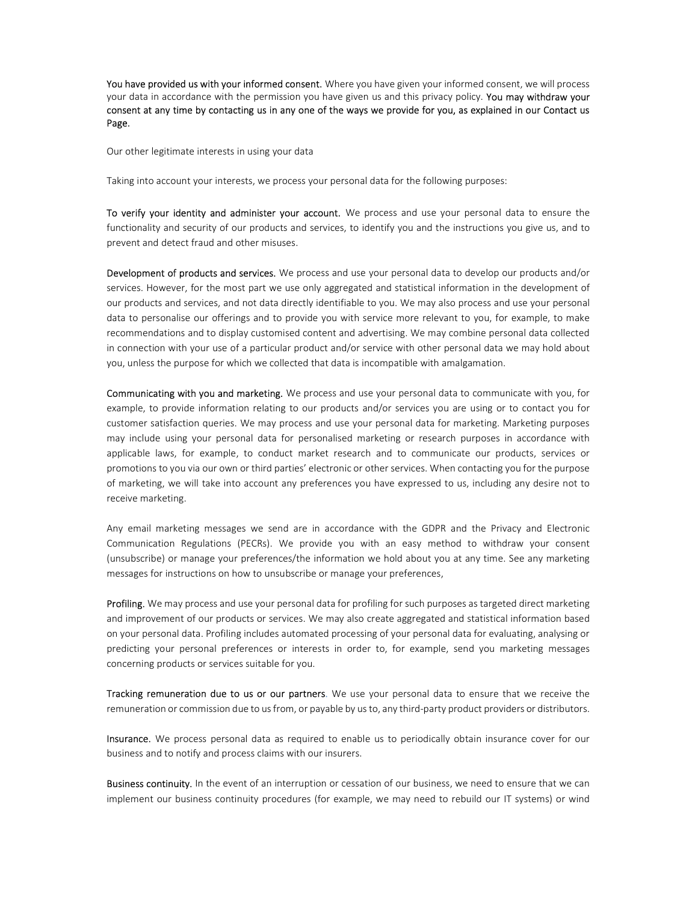**You have provided us with your informed consent.** Where you have given your informed consent, we will process your data in accordance with the permission you have given us and this privacy policy. **You may withdraw your consent at any time by contacting us in any one of the ways we provide for you, as explained in our Contact us Page.**

Our other legitimate interests in using your data

Taking into account your interests, we process your personal data for the following purposes:

**To verify your identity and administer your account.** We process and use your personal data to ensure the functionality and security of our products and services, to identify you and the instructions you give us, and to prevent and detect fraud and other misuses.

**Development of products and services.** We process and use your personal data to develop our products and/or services. However, for the most part we use only aggregated and statistical information in the development of our products and services, and not data directly identifiable to you. We may also process and use your personal data to personalise our offerings and to provide you with service more relevant to you, for example, to make recommendations and to display customised content and advertising. We may combine personal data collected in connection with your use of a particular product and/or service with other personal data we may hold about you, unless the purpose for which we collected that data is incompatible with amalgamation.

**Communicating with you and marketing.** We process and use your personal data to communicate with you, for example, to provide information relating to our products and/or services you are using or to contact you for customer satisfaction queries. We may process and use your personal data for marketing. Marketing purposes may include using your personal data for personalised marketing or research purposes in accordance with applicable laws, for example, to conduct market research and to communicate our products, services or promotions to you via our own or third parties' electronic or other services. When contacting you for the purpose of marketing, we will take into account any preferences you have expressed to us, including any desire not to receive marketing.

Any email marketing messages we send are in accordance with the GDPR and the Privacy and Electronic Communication Regulations (PECRs). We provide you with an easy method to withdraw your consent (unsubscribe) or manage your preferences/the information we hold about you at any time. See any marketing messages for instructions on how to unsubscribe or manage your preferences,

**Profiling.** We may process and use your personal data for profiling for such purposes as targeted direct marketing and improvement of our products or services. We may also create aggregated and statistical information based on your personal data. Profiling includes automated processing of your personal data for evaluating, analysing or predicting your personal preferences or interests in order to, for example, send you marketing messages concerning products or services suitable for you.

**Tracking remuneration due to us or our partners**. We use your personal data to ensure that we receive the remuneration or commission due to us from, or payable by us to, any third-party product providers or distributors.

**Insurance.** We process personal data as required to enable us to periodically obtain insurance cover for our business and to notify and process claims with our insurers.

**Business continuity.** In the event of an interruption or cessation of our business, we need to ensure that we can implement our business continuity procedures (for example, we may need to rebuild our IT systems) or wind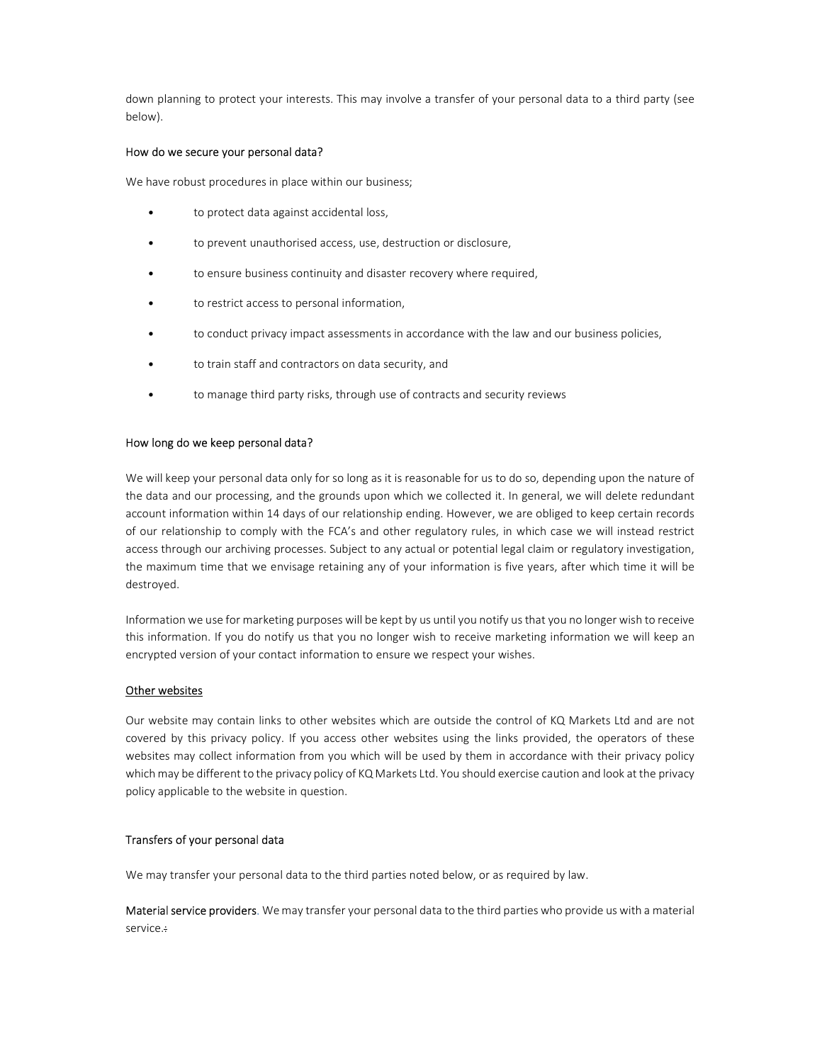down planning to protect your interests. This may involve a transfer of your personal data to a third party (see below).

### How do we secure your personal data?

We have robust procedures in place within our business;

- to protect data against accidental loss,
- to prevent unauthorised access, use, destruction or disclosure,
- to ensure business continuity and disaster recovery where required,
- to restrict access to personal information,
- to conduct privacy impact assessments in accordance with the law and our business policies,
- to train staff and contractors on data security, and
- to manage third party risks, through use of contracts and security reviews

### How long do we keep personal data?

We will keep your personal data only for so long as it is reasonable for us to do so, depending upon the nature of the data and our processing, and the grounds upon which we collected it. In general, we will delete redundant account information within 14 days of our relationship ending. However, we are obliged to keep certain records of our relationship to comply with the FCA's and other regulatory rules, in which case we will instead restrict access through our archiving processes. Subject to any actual or potential legal claim or regulatory investigation, the maximum time that we envisage retaining any of your information is five years, after which time it will be destroyed.

Information we use for marketing purposes will be kept by us until you notify us that you no longer wish to receive this information. If you do notify us that you no longer wish to receive marketing information we will keep an encrypted version of your contact information to ensure we respect your wishes.

### Other websites

Our website may contain links to other websites which are outside the control of KQ Markets Ltd and are not covered by this privacy policy. If you access other websites using the links provided, the operators of these websites may collect information from you which will be used by them in accordance with their privacy policy which may be different to the privacy policy of KQ Markets Ltd. You should exercise caution and look at the privacy policy applicable to the website in question.

### Transfers of your personal data

We may transfer your personal data to the third parties noted below, or as required by law.

Material service providers. We may transfer your personal data to the third parties who provide us with a material service.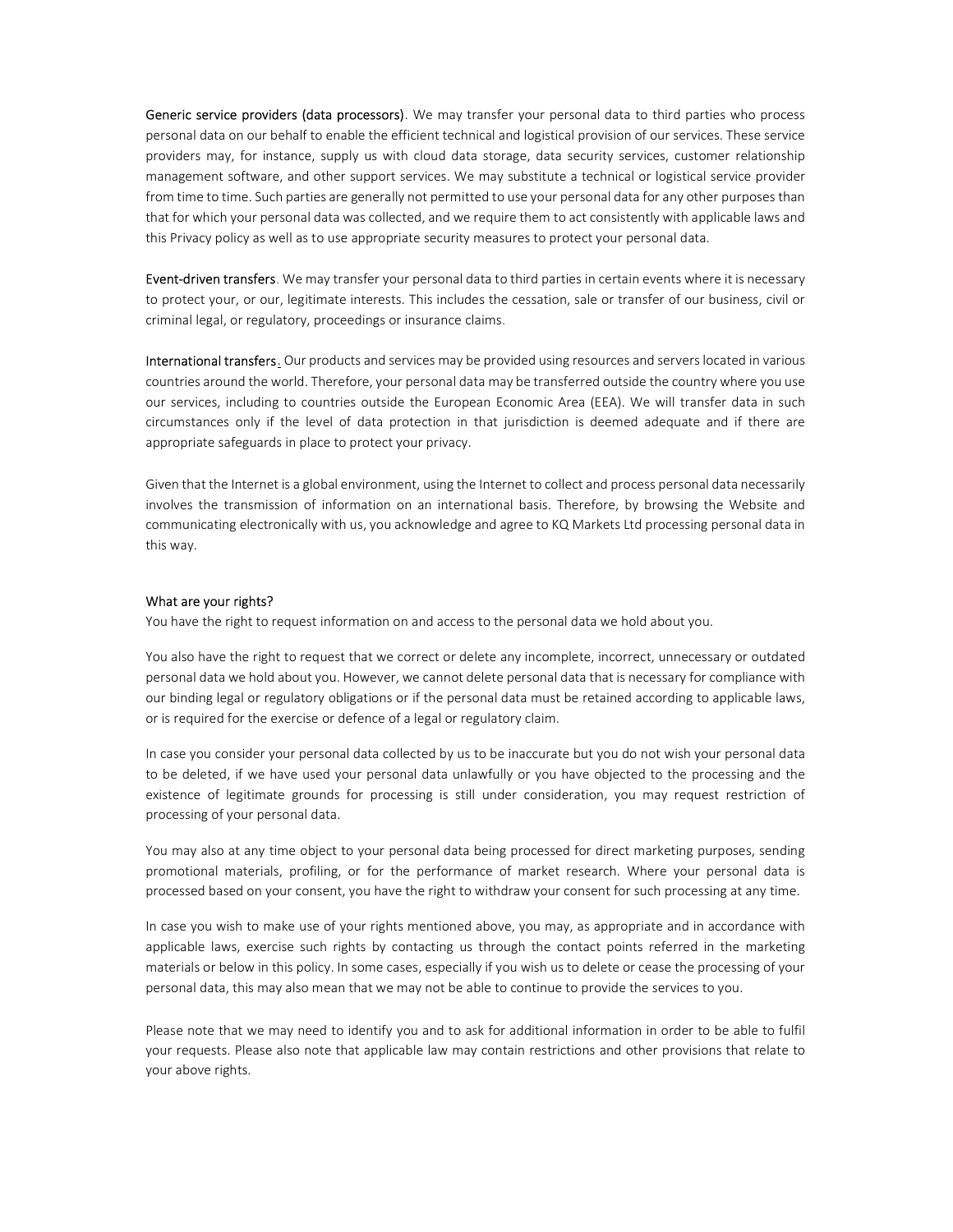**Generic service providers (data processors)**. We may transfer your personal data to third parties who process personal data on our behalf to enable the efficient technical and logistical provision of our services. These service providers may, for instance, supply us with cloud data storage, data security services, customer relationship management software, and other support services. We may substitute a technical or logistical service provider from time to time. Such parties are generally not permitted to use your personal data for any other purposes than that for which your personal data was collected, and we require them to act consistently with applicable laws and this Privacy policy as well as to use appropriate security measures to protect your personal data.

**Event-driven transfers**. We may transfer your personal data to third parties in certain events where it is necessary to protect your, or our, legitimate interests. This includes the cessation, sale or transfer of our business, civil or criminal legal, or regulatory, proceedings or insurance claims.

**International transfers**. Our products and services may be provided using resources and servers located in various countries around the world. Therefore, your personal data may be transferred outside the country where you use our services, including to countries outside the European Economic Area (EEA). We will transfer data in such circumstances only if the level of data protection in that jurisdiction is deemed adequate and if there are appropriate safeguards in place to protect your privacy.

Given that the Internet is a global environment, using the Internet to collect and process personal data necessarily involves the transmission of information on an international basis. Therefore, by browsing the Website and communicating electronically with us, you acknowledge and agree to KQ Markets Ltd processing personal data in this way.

## What are your rights?

You have the right to request information on and access to the personal data we hold about you.

You also have the right to request that we correct or delete any incomplete, incorrect, unnecessary or outdated personal data we hold about you. However, we cannot delete personal data that is necessary for compliance with our binding legal or regulatory obligations or if the personal data must be retained according to applicable laws, or is required for the exercise or defence of a legal or regulatory claim.

In case you consider your personal data collected by us to be inaccurate but you do not wish your personal data to be deleted, if we have used your personal data unlawfully or you have objected to the processing and the existence of legitimate grounds for processing is still under consideration, you may request restriction of processing of your personal data.

You may also at any time object to your personal data being processed for direct marketing purposes, sending promotional materials, profiling, or for the performance of market research. Where your personal data is processed based on your consent, you have the right to withdraw your consent for such processing at any time.

In case you wish to make use of your rights mentioned above, you may, as appropriate and in accordance with applicable laws, exercise such rights by contacting us through the contact points referred in the marketing materials or below in this policy. In some cases, especially if you wish us to delete or cease the processing of your personal data, this may also mean that we may not be able to continue to provide the services to you.

Please note that we may need to identify you and to ask for additional information in order to be able to fulfil your requests. Please also note that applicable law may contain restrictions and other provisions that relate to your above rights.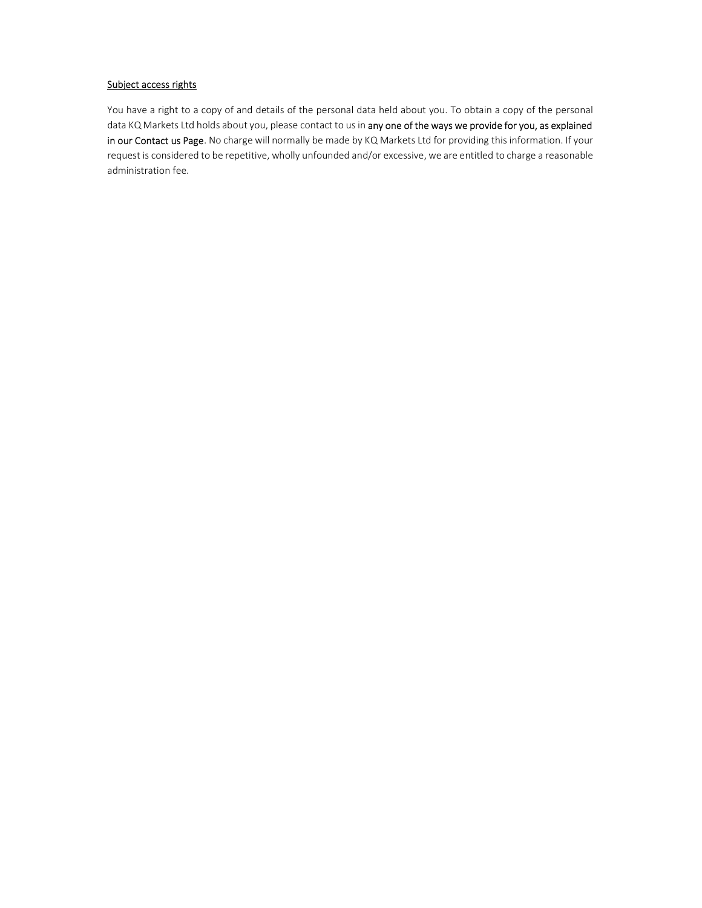Subject access rights

You have a right to a copy of and details of the personal data held about you. To obtain a copy of the personal data KQ Markets Ltd holds about you, please contact to us in any one of the ways we provide for you, as explained in our Contact us Page. No charge will normally be made by KQ Markets Ltd for providing this information. If your request is considered to be repetitive, wholly unfounded and/or excessive, we are entitled to charge a reasonable administration fee.